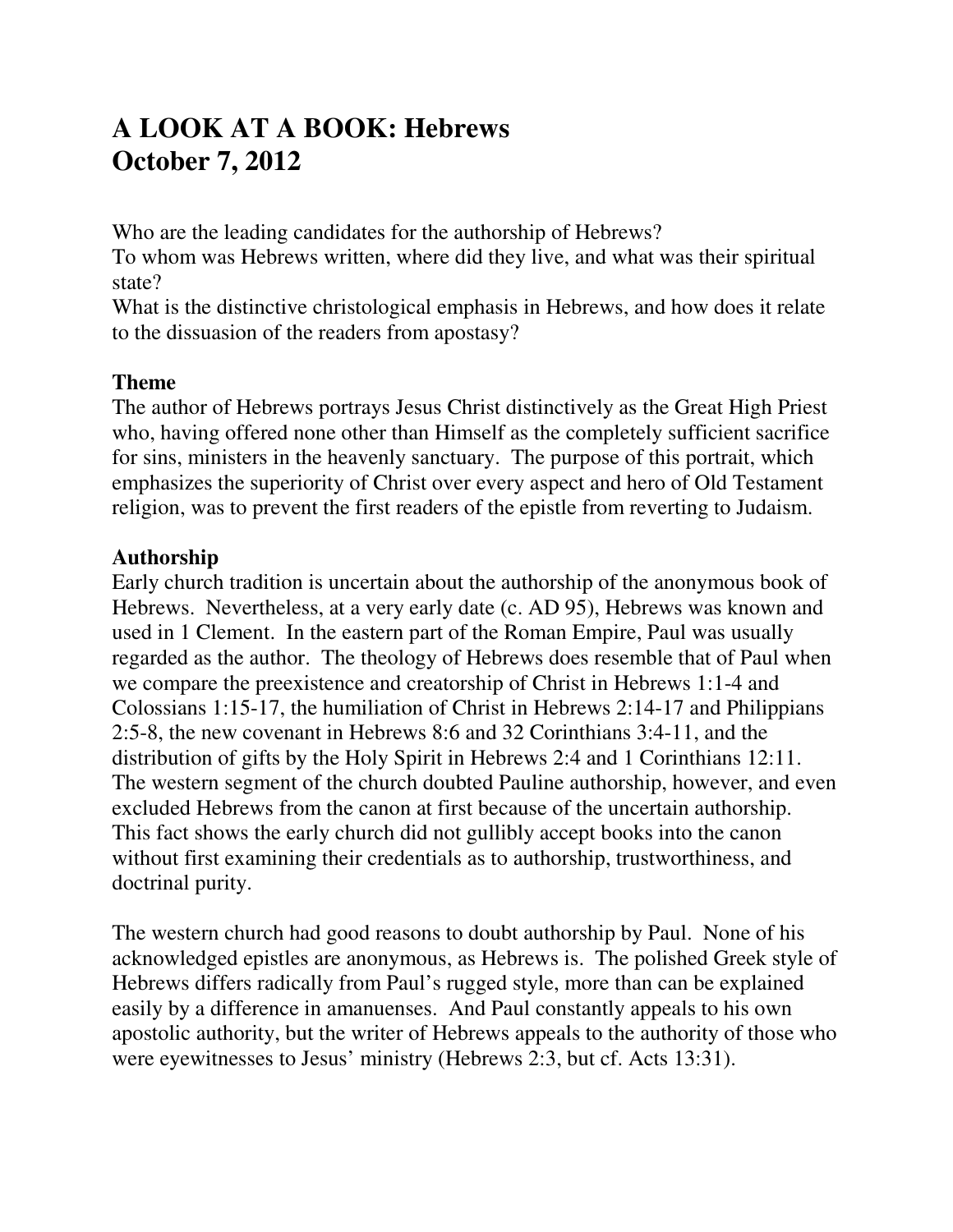# A LOOK AT A BOOK: Hebrews
# October 7, 2012

Who are the leading candidates for the authorship of Hebrews?
To whom was Hebrews written, where did they live, and what was their spiritual state?
What is the distinctive christological emphasis in Hebrews, and how does it relate to the dissuasion of the readers from apostasy?

**Theme**
The author of Hebrews portrays Jesus Christ distinctively as the Great High Priest who, having offered none other than Himself as the completely sufficient sacrifice for sins, ministers in the heavenly sanctuary. The purpose of this portrait, which emphasizes the superiority of Christ over every aspect and hero of Old Testament religion, was to prevent the first readers of the epistle from reverting to Judaism.

**Authorship**
Early church tradition is uncertain about the authorship of the anonymous book of Hebrews. Nevertheless, at a very early date (c. AD 95), Hebrews was known and used in 1 Clement. In the eastern part of the Roman Empire, Paul was usually regarded as the author. The theology of Hebrews does resemble that of Paul when we compare the preexistence and creatorship of Christ in Hebrews 1:1-4 and Colossians 1:15-17, the humiliation of Christ in Hebrews 2:14-17 and Philippians 2:5-8, the new covenant in Hebrews 8:6 and 32 Corinthians 3:4-11, and the distribution of gifts by the Holy Spirit in Hebrews 2:4 and 1 Corinthians 12:11. The western segment of the church doubted Pauline authorship, however, and even excluded Hebrews from the canon at first because of the uncertain authorship. This fact shows the early church did not gullibly accept books into the canon without first examining their credentials as to authorship, trustworthiness, and doctrinal purity.

The western church had good reasons to doubt authorship by Paul. None of his acknowledged epistles are anonymous, as Hebrews is. The polished Greek style of Hebrews differs radically from Paul's rugged style, more than can be explained easily by a difference in amanuenses. And Paul constantly appeals to his own apostolic authority, but the writer of Hebrews appeals to the authority of those who were eyewitnesses to Jesus' ministry (Hebrews 2:3, but cf. Acts 13:31).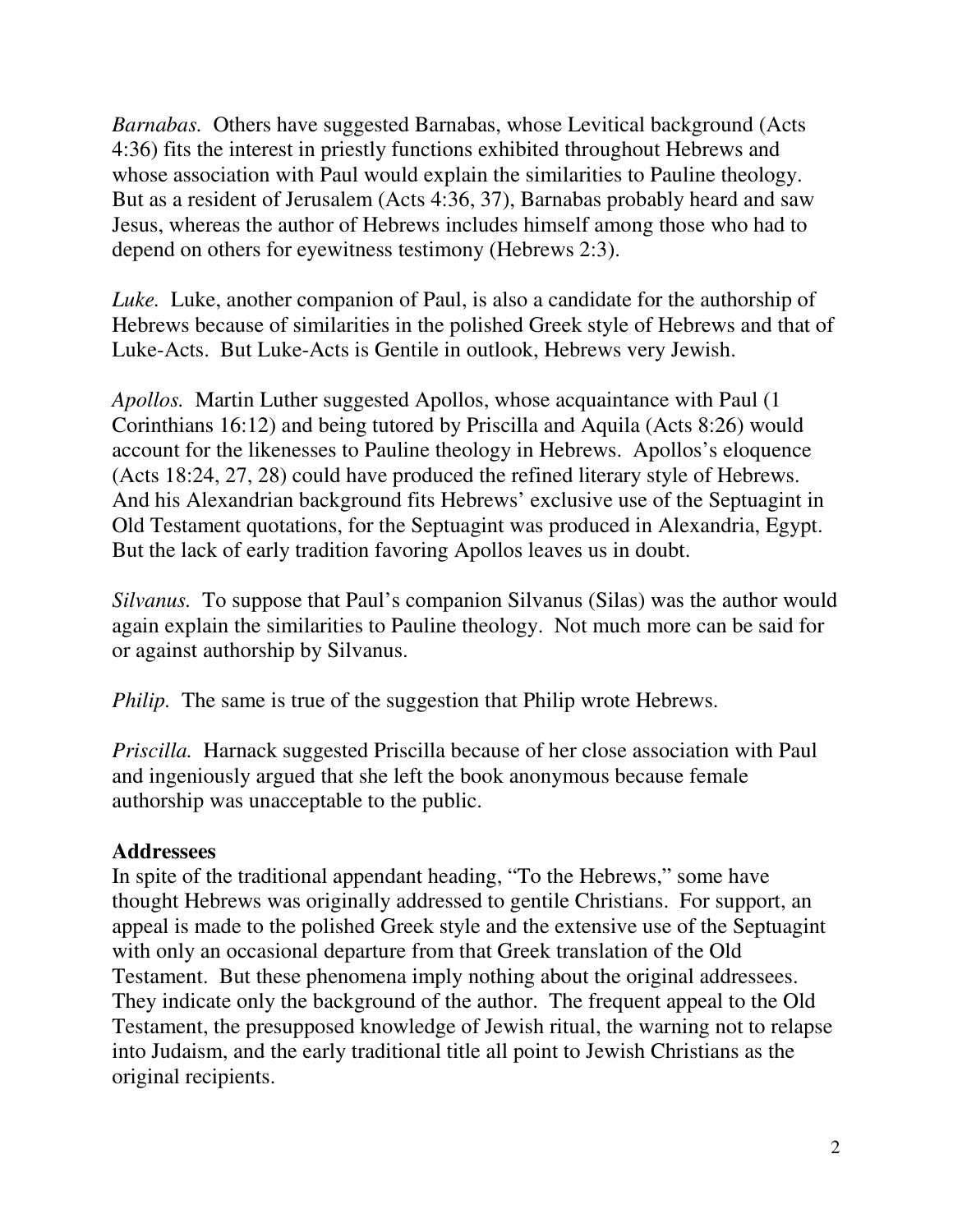*Barnabas.* Others have suggested Barnabas, whose Levitical background (Acts 4:36) fits the interest in priestly functions exhibited throughout Hebrews and whose association with Paul would explain the similarities to Pauline theology. But as a resident of Jerusalem (Acts 4:36, 37), Barnabas probably heard and saw Jesus, whereas the author of Hebrews includes himself among those who had to depend on others for eyewitness testimony (Hebrews 2:3).

*Luke.* Luke, another companion of Paul, is also a candidate for the authorship of Hebrews because of similarities in the polished Greek style of Hebrews and that of Luke-Acts. But Luke-Acts is Gentile in outlook, Hebrews very Jewish.

*Apollos.* Martin Luther suggested Apollos, whose acquaintance with Paul (1 Corinthians 16:12) and being tutored by Priscilla and Aquila (Acts 8:26) would account for the likenesses to Pauline theology in Hebrews. Apollos's eloquence (Acts 18:24, 27, 28) could have produced the refined literary style of Hebrews. And his Alexandrian background fits Hebrews' exclusive use of the Septuagint in Old Testament quotations, for the Septuagint was produced in Alexandria, Egypt. But the lack of early tradition favoring Apollos leaves us in doubt.

*Silvanus.* To suppose that Paul's companion Silvanus (Silas) was the author would again explain the similarities to Pauline theology. Not much more can be said for or against authorship by Silvanus.

*Philip.* The same is true of the suggestion that Philip wrote Hebrews.

*Priscilla.* Harnack suggested Priscilla because of her close association with Paul and ingeniously argued that she left the book anonymous because female authorship was unacceptable to the public.

**Addressees**

In spite of the traditional appendant heading, "To the Hebrews," some have thought Hebrews was originally addressed to gentile Christians. For support, an appeal is made to the polished Greek style and the extensive use of the Septuagint with only an occasional departure from that Greek translation of the Old Testament. But these phenomena imply nothing about the original addressees. They indicate only the background of the author. The frequent appeal to the Old Testament, the presupposed knowledge of Jewish ritual, the warning not to relapse into Judaism, and the early traditional title all point to Jewish Christians as the original recipients.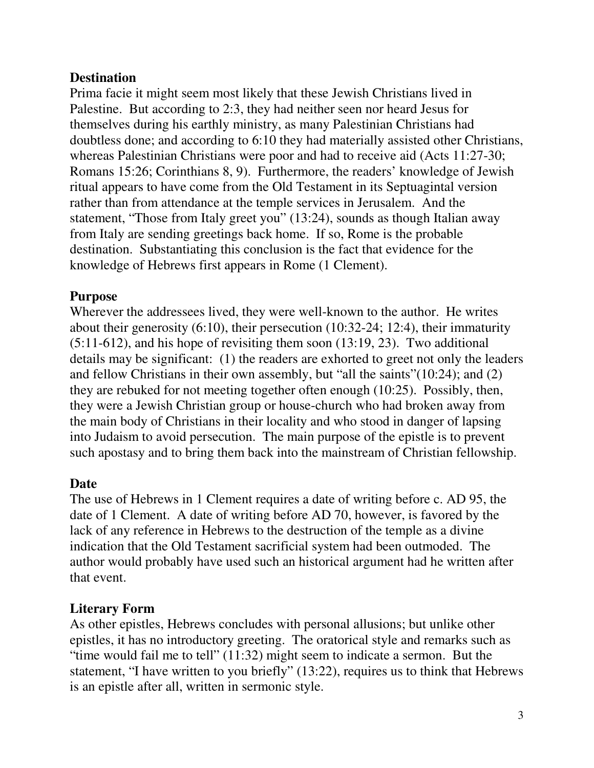**Destination**

Prima facie it might seem most likely that these Jewish Christians lived in Palestine. But according to 2:3, they had neither seen nor heard Jesus for themselves during his earthly ministry, as many Palestinian Christians had doubtless done; and according to 6:10 they had materially assisted other Christians, whereas Palestinian Christians were poor and had to receive aid (Acts 11:27-30; Romans 15:26; Corinthians 8, 9). Furthermore, the readers' knowledge of Jewish ritual appears to have come from the Old Testament in its Septuagintal version rather than from attendance at the temple services in Jerusalem. And the statement, "Those from Italy greet you" (13:24), sounds as though Italian away from Italy are sending greetings back home. If so, Rome is the probable destination. Substantiating this conclusion is the fact that evidence for the knowledge of Hebrews first appears in Rome (1 Clement).

**Purpose**

Wherever the addressees lived, they were well-known to the author. He writes about their generosity (6:10), their persecution (10:32-24; 12:4), their immaturity (5:11-612), and his hope of revisiting them soon (13:19, 23). Two additional details may be significant: (1) the readers are exhorted to greet not only the leaders and fellow Christians in their own assembly, but "all the saints"(10:24); and (2) they are rebuked for not meeting together often enough (10:25). Possibly, then, they were a Jewish Christian group or house-church who had broken away from the main body of Christians in their locality and who stood in danger of lapsing into Judaism to avoid persecution. The main purpose of the epistle is to prevent such apostasy and to bring them back into the mainstream of Christian fellowship.

**Date**

The use of Hebrews in 1 Clement requires a date of writing before c. AD 95, the date of 1 Clement. A date of writing before AD 70, however, is favored by the lack of any reference in Hebrews to the destruction of the temple as a divine indication that the Old Testament sacrificial system had been outmoded. The author would probably have used such an historical argument had he written after that event.

**Literary Form**

As other epistles, Hebrews concludes with personal allusions; but unlike other epistles, it has no introductory greeting. The oratorical style and remarks such as "time would fail me to tell" (11:32) might seem to indicate a sermon. But the statement, "I have written to you briefly" (13:22), requires us to think that Hebrews is an epistle after all, written in sermonic style.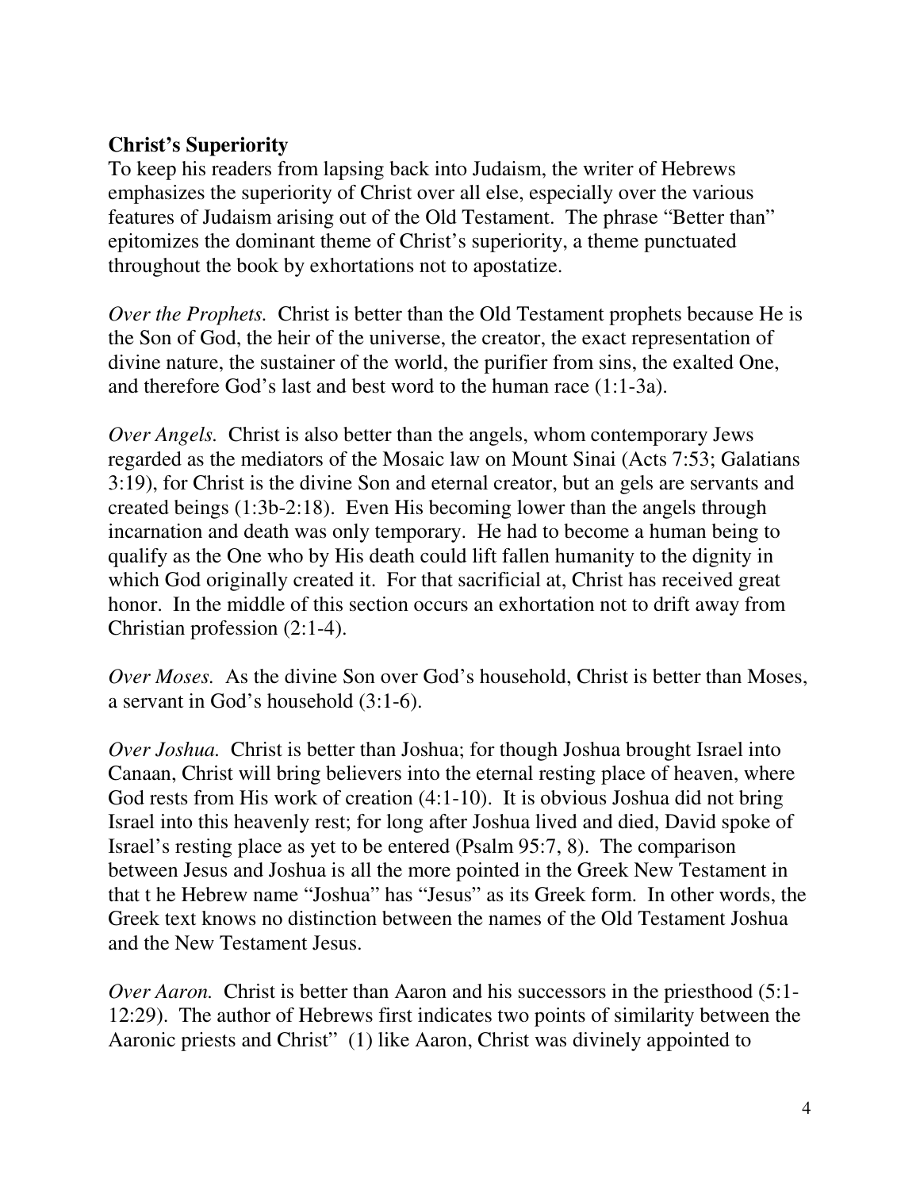**Christ's Superiority**

To keep his readers from lapsing back into Judaism, the writer of Hebrews emphasizes the superiority of Christ over all else, especially over the various features of Judaism arising out of the Old Testament. The phrase "Better than" epitomizes the dominant theme of Christ's superiority, a theme punctuated throughout the book by exhortations not to apostatize.

*Over the Prophets.* Christ is better than the Old Testament prophets because He is the Son of God, the heir of the universe, the creator, the exact representation of divine nature, the sustainer of the world, the purifier from sins, the exalted One, and therefore God's last and best word to the human race (1:1-3a).

*Over Angels.* Christ is also better than the angels, whom contemporary Jews regarded as the mediators of the Mosaic law on Mount Sinai (Acts 7:53; Galatians 3:19), for Christ is the divine Son and eternal creator, but an gels are servants and created beings (1:3b-2:18). Even His becoming lower than the angels through incarnation and death was only temporary. He had to become a human being to qualify as the One who by His death could lift fallen humanity to the dignity in which God originally created it. For that sacrificial at, Christ has received great honor. In the middle of this section occurs an exhortation not to drift away from Christian profession (2:1-4).

*Over Moses.* As the divine Son over God's household, Christ is better than Moses, a servant in God's household (3:1-6).

*Over Joshua.* Christ is better than Joshua; for though Joshua brought Israel into Canaan, Christ will bring believers into the eternal resting place of heaven, where God rests from His work of creation (4:1-10). It is obvious Joshua did not bring Israel into this heavenly rest; for long after Joshua lived and died, David spoke of Israel's resting place as yet to be entered (Psalm 95:7, 8). The comparison between Jesus and Joshua is all the more pointed in the Greek New Testament in that t he Hebrew name "Joshua" has "Jesus" as its Greek form. In other words, the Greek text knows no distinction between the names of the Old Testament Joshua and the New Testament Jesus.

*Over Aaron.* Christ is better than Aaron and his successors in the priesthood (5:1-12:29). The author of Hebrews first indicates two points of similarity between the Aaronic priests and Christ" (1) like Aaron, Christ was divinely appointed to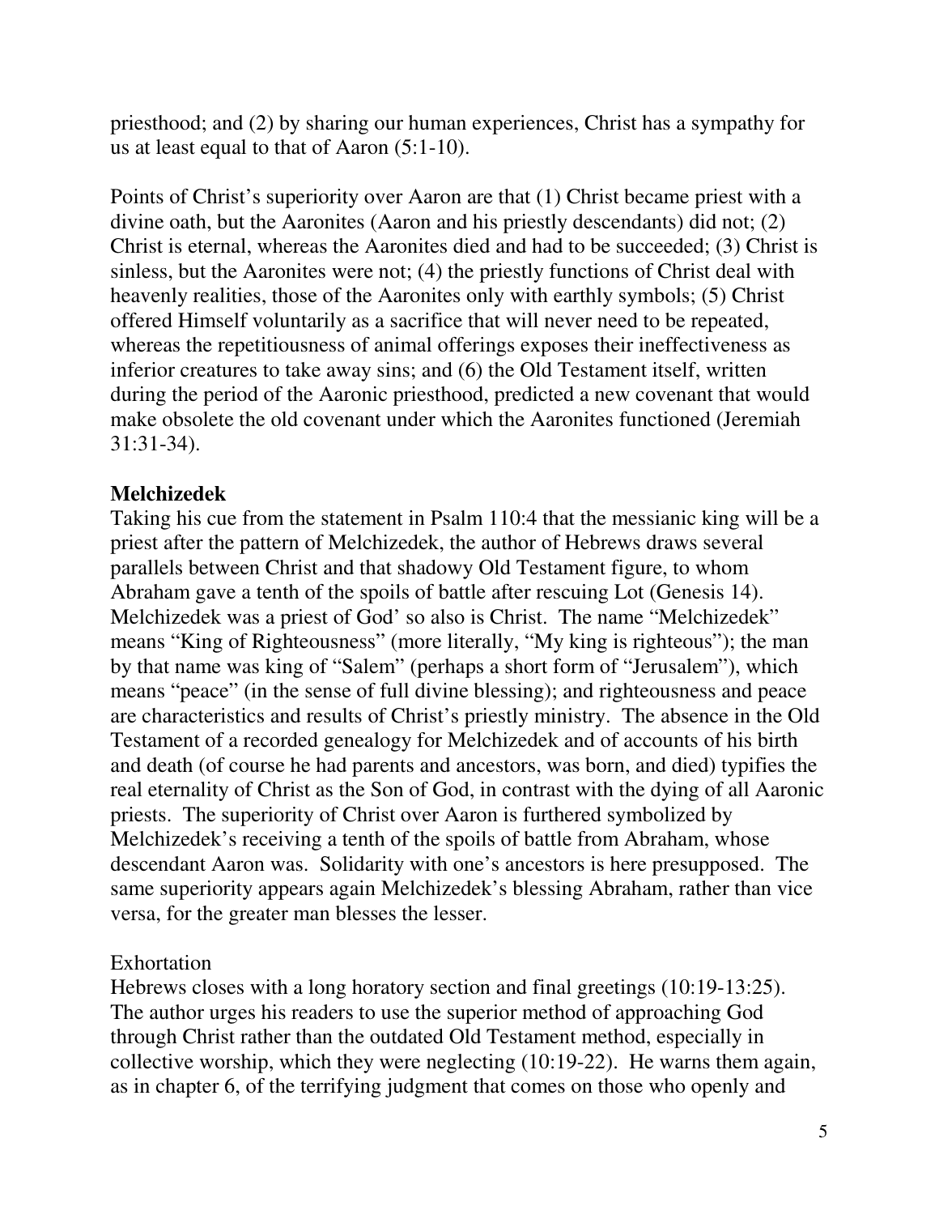priesthood; and (2) by sharing our human experiences, Christ has a sympathy for us at least equal to that of Aaron (5:1-10).

Points of Christ's superiority over Aaron are that (1) Christ became priest with a divine oath, but the Aaronites (Aaron and his priestly descendants) did not; (2) Christ is eternal, whereas the Aaronites died and had to be succeeded; (3) Christ is sinless, but the Aaronites were not; (4) the priestly functions of Christ deal with heavenly realities, those of the Aaronites only with earthly symbols; (5) Christ offered Himself voluntarily as a sacrifice that will never need to be repeated, whereas the repetitiousness of animal offerings exposes their ineffectiveness as inferior creatures to take away sins; and (6) the Old Testament itself, written during the period of the Aaronic priesthood, predicted a new covenant that would make obsolete the old covenant under which the Aaronites functioned (Jeremiah 31:31-34).

**Melchizedek**

Taking his cue from the statement in Psalm 110:4 that the messianic king will be a priest after the pattern of Melchizedek, the author of Hebrews draws several parallels between Christ and that shadowy Old Testament figure, to whom Abraham gave a tenth of the spoils of battle after rescuing Lot (Genesis 14). Melchizedek was a priest of God' so also is Christ. The name "Melchizedek" means "King of Righteousness" (more literally, "My king is righteous"); the man by that name was king of "Salem" (perhaps a short form of "Jerusalem"), which means "peace" (in the sense of full divine blessing); and righteousness and peace are characteristics and results of Christ's priestly ministry. The absence in the Old Testament of a recorded genealogy for Melchizedek and of accounts of his birth and death (of course he had parents and ancestors, was born, and died) typifies the real eternality of Christ as the Son of God, in contrast with the dying of all Aaronic priests. The superiority of Christ over Aaron is furthered symbolized by Melchizedek's receiving a tenth of the spoils of battle from Abraham, whose descendant Aaron was. Solidarity with one's ancestors is here presupposed. The same superiority appears again Melchizedek's blessing Abraham, rather than vice versa, for the greater man blesses the lesser.

Exhortation

Hebrews closes with a long horatory section and final greetings (10:19-13:25). The author urges his readers to use the superior method of approaching God through Christ rather than the outdated Old Testament method, especially in collective worship, which they were neglecting (10:19-22). He warns them again, as in chapter 6, of the terrifying judgment that comes on those who openly and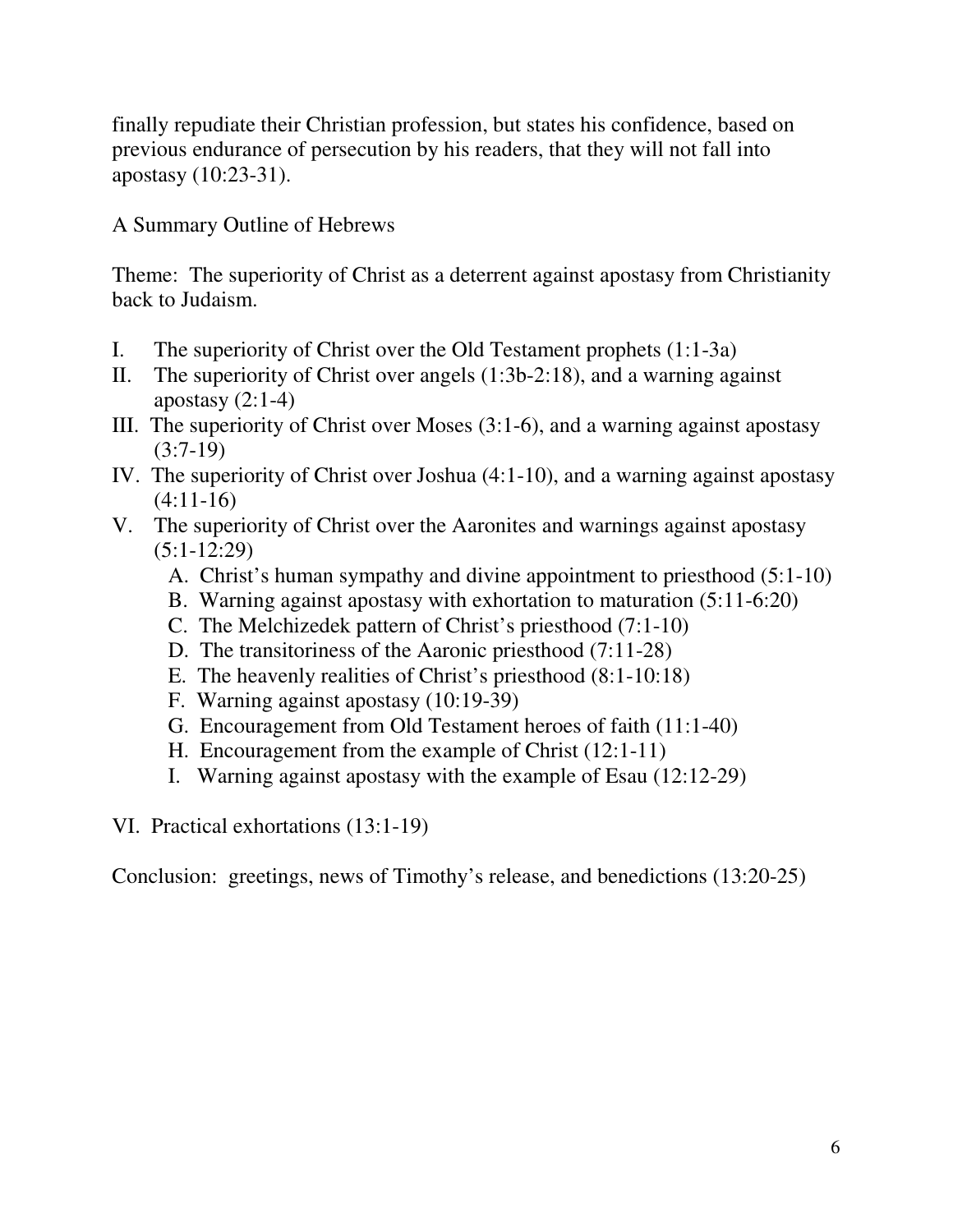finally repudiate their Christian profession, but states his confidence, based on previous endurance of persecution by his readers, that they will not fall into apostasy (10:23-31).

## A Summary Outline of Hebrews

Theme: The superiority of Christ as a deterrent against apostasy from Christianity back to Judaism.

I. The superiority of Christ over the Old Testament prophets (1:1-3a)
II. The superiority of Christ over angels (1:3b-2:18), and a warning against apostasy (2:1-4)
III. The superiority of Christ over Moses (3:1-6), and a warning against apostasy (3:7-19)
IV. The superiority of Christ over Joshua (4:1-10), and a warning against apostasy (4:11-16)
V. The superiority of Christ over the Aaronites and warnings against apostasy (5:1-12:29)
   A. Christ's human sympathy and divine appointment to priesthood (5:1-10)
   B. Warning against apostasy with exhortation to maturation (5:11-6:20)
   C. The Melchizedek pattern of Christ's priesthood (7:1-10)
   D. The transitoriness of the Aaronic priesthood (7:11-28)
   E. The heavenly realities of Christ's priesthood (8:1-10:18)
   F. Warning against apostasy (10:19-39)
   G. Encouragement from Old Testament heroes of faith (11:1-40)
   H. Encouragement from the example of Christ (12:1-11)
   I. Warning against apostasy with the example of Esau (12:12-29)

VI. Practical exhortations (13:1-19)

Conclusion: greetings, news of Timothy's release, and benedictions (13:20-25)